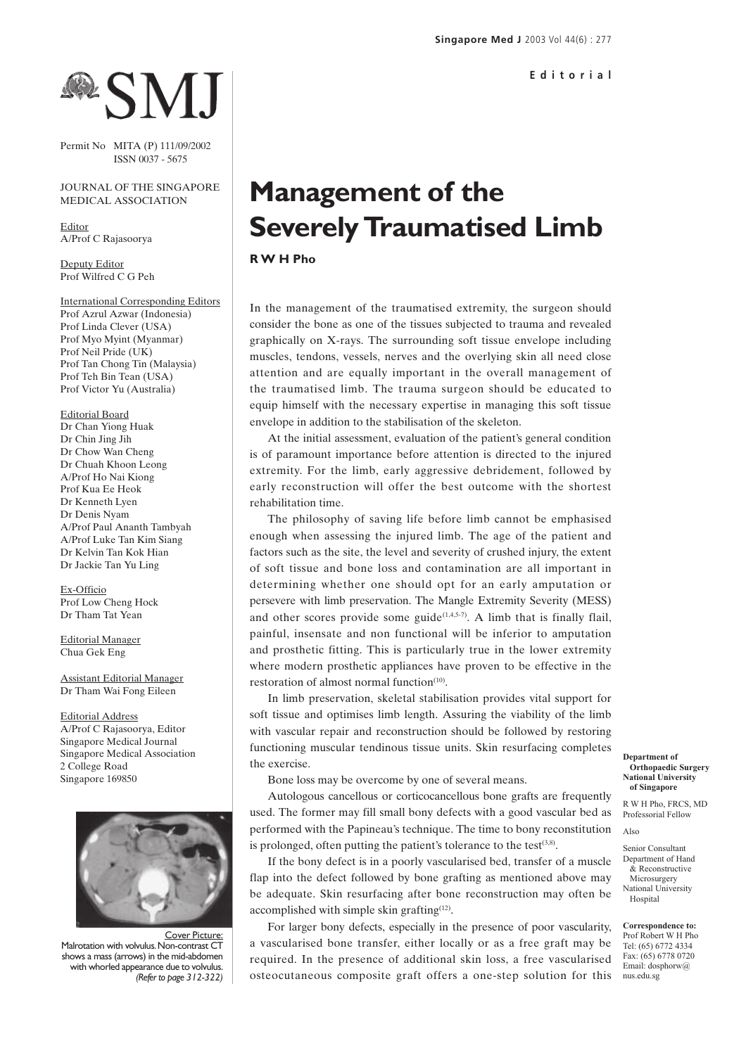Editorial

# Management of the Severely Traumatised Limb

**R W H Pho**

In the management of the traumatised extremity, the surgeon should consider the bone as one of the tissues subjected to trauma and revealed graphically on X-rays. The surrounding soft tissue envelope including muscles, tendons, vessels, nerves and the overlying skin all need close attention and are equally important in the overall management of the traumatised limb. The trauma surgeon should be educated to equip himself with the necessary expertise in managing this soft tissue envelope in addition to the stabilisation of the skeleton.

At the initial assessment, evaluation of the patient's general condition is of paramount importance before attention is directed to the injured extremity. For the limb, early aggressive debridement, followed by early reconstruction will offer the best outcome with the shortest rehabilitation time.

The philosophy of saving life before limb cannot be emphasised enough when assessing the injured limb. The age of the patient and factors such as the site, the level and severity of crushed injury, the extent of soft tissue and bone loss and contamination are all important in determining whether one should opt for an early amputation or persevere with limb preservation. The Mangle Extremity Severity (MESS) and other scores provide some guide[1,4,5-7]. A limb that is finally flail, painful, insensate and non functional will be inferior to amputation and prosthetic fitting. This is particularly true in the lower extremity where modern prosthetic appliances have proven to be effective in the restoration of almost normal function[10].

In limb preservation, skeletal stabilisation provides vital support for soft tissue and optimises limb length. Assuring the viability of the limb with vascular repair and reconstruction should be followed by restoring functioning muscular tendinous tissue units. Skin resurfacing completes the exercise.

Bone loss may be overcome by one of several means.

Autologous cancellous or corticocancellous bone grafts are frequently used. The former may fill small bony defects with a good vascular bed as performed with the Papineau's technique. The time to bony reconstitution is prolonged, often putting the patient's tolerance to the test[3,8].

If the bony defect is in a poorly vascularised bed, transfer of a muscle flap into the defect followed by bone grafting as mentioned above may be adequate. Skin resurfacing after bone reconstruction may often be accomplished with simple skin grafting[12].

For larger bony defects, especially in the presence of poor vascularity, a vascularised bone transfer, either locally or as a free graft may be required. In the presence of additional skin loss, a free vascularised osteocutaneous composite graft offers a one-step solution for this

Department of Orthopaedic Surgery
National University of Singapore

R W H Pho, FRCS, MD
Professorial Fellow

Also

Senior Consultant
Department of Hand & Reconstructive Microsurgery
National University Hospital

Correspondence to:
Prof Robert W H Pho
Tel: (65) 6772 4334
Fax: (65) 6778 0720
Email: dosphorw@nus.edu.sg

Permit No MITA (P) 111/09/2002
ISSN 0037 - 5675

JOURNAL OF THE SINGAPORE MEDICAL ASSOCIATION

Editor
A/Prof C Rajasoorya

Deputy Editor
Prof Wilfred C G Peh

International Corresponding Editors
Prof Azrul Azwar (Indonesia)
Prof Linda Clever (USA)
Prof Myo Myint (Myanmar)
Prof Neil Pride (UK)
Prof Tan Chong Tin (Malaysia)
Prof Teh Bin Tean (USA)
Prof Victor Yu (Australia)

Editorial Board
Dr Chan Yiong Huak
Dr Chin Jing Jih
Dr Chow Wan Cheng
Dr Chuah Khoon Leong
A/Prof Ho Nai Kiong
Prof Kua Ee Heok
Dr Kenneth Lyen
Dr Denis Nyam
A/Prof Paul Ananth Tambyah
A/Prof Luke Tan Kim Siang
Dr Kelvin Tan Kok Hian
Dr Jackie Tan Yu Ling

Ex-Officio
Prof Low Cheng Hock
Dr Tham Tat Yean

Editorial Manager
Chua Gek Eng

Assistant Editorial Manager
Dr Tham Wai Fong Eileen

Editorial Address
A/Prof C Rajasoorya, Editor
Singapore Medical Journal
Singapore Medical Association
2 College Road
Singapore 169850

Cover Picture:
Malrotation with volvulus. Non-contrast CT shows a mass (arrows) in the mid-abdomen with whorled appearance due to volvulus. *(Refer to page 312-322)*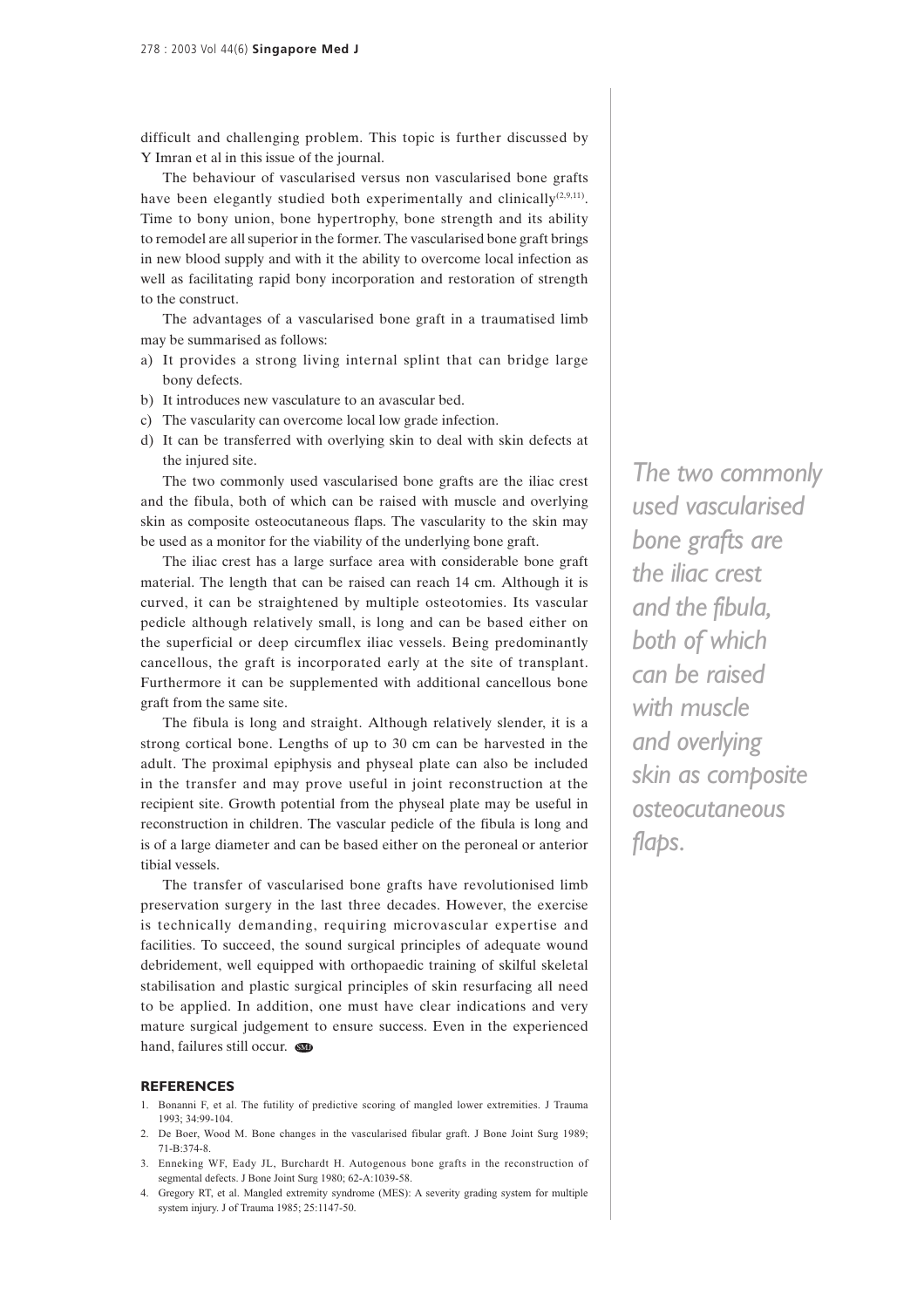difficult and challenging problem. This topic is further discussed by Y Imran et al in this issue of the journal.

The behaviour of vascularised versus non vascularised bone grafts have been elegantly studied both experimentally and clinically[2,9,11]. Time to bony union, bone hypertrophy, bone strength and its ability to remodel are all superior in the former. The vascularised bone graft brings in new blood supply and with it the ability to overcome local infection as well as facilitating rapid bony incorporation and restoration of strength to the construct.

The advantages of a vascularised bone graft in a traumatised limb may be summarised as follows:

a) It provides a strong living internal splint that can bridge large bony defects.
b) It introduces new vasculature to an avascular bed.
c) The vascularity can overcome local low grade infection.
d) It can be transferred with overlying skin to deal with skin defects at the injured site.

The two commonly used vascularised bone grafts are the iliac crest and the fibula, both of which can be raised with muscle and overlying skin as composite osteocutaneous flaps. The vascularity to the skin may be used as a monitor for the viability of the underlying bone graft.

*The two commonly used vascularised bone grafts are the iliac crest and the fibula, both of which can be raised with muscle and overlying skin as composite osteocutaneous flaps.*

The iliac crest has a large surface area with considerable bone graft material. The length that can be raised can reach 14 cm. Although it is curved, it can be straightened by multiple osteotomies. Its vascular pedicle although relatively small, is long and can be based either on the superficial or deep circumflex iliac vessels. Being predominantly cancellous, the graft is incorporated early at the site of transplant. Furthermore it can be supplemented with additional cancellous bone graft from the same site.

The fibula is long and straight. Although relatively slender, it is a strong cortical bone. Lengths of up to 30 cm can be harvested in the adult. The proximal epiphysis and physeal plate can also be included in the transfer and may prove useful in joint reconstruction at the recipient site. Growth potential from the physeal plate may be useful in reconstruction in children. The vascular pedicle of the fibula is long and is of a large diameter and can be based either on the peroneal or anterior tibial vessels.

The transfer of vascularised bone grafts have revolutionised limb preservation surgery in the last three decades. However, the exercise is technically demanding, requiring microvascular expertise and facilities. To succeed, the sound surgical principles of adequate wound debridement, well equipped with orthopaedic training of skilful skeletal stabilisation and plastic surgical principles of skin resurfacing all need to be applied. In addition, one must have clear indications and very mature surgical judgement to ensure success. Even in the experienced hand, failures still occur.

## REFERENCES

1. Bonanni F, et al. The futility of predictive scoring of mangled lower extremities. J Trauma 1993; 34:99-104.
2. De Boer, Wood M. Bone changes in the vascularised fibular graft. J Bone Joint Surg 1989; 71-B:374-8.
3. Enneking WF, Eady JL, Burchardt H. Autogenous bone grafts in the reconstruction of segmental defects. J Bone Joint Surg 1980; 62-A:1039-58.
4. Gregory RT, et al. Mangled extremity syndrome (MES): A severity grading system for multiple system injury. J of Trauma 1985; 25:1147-50.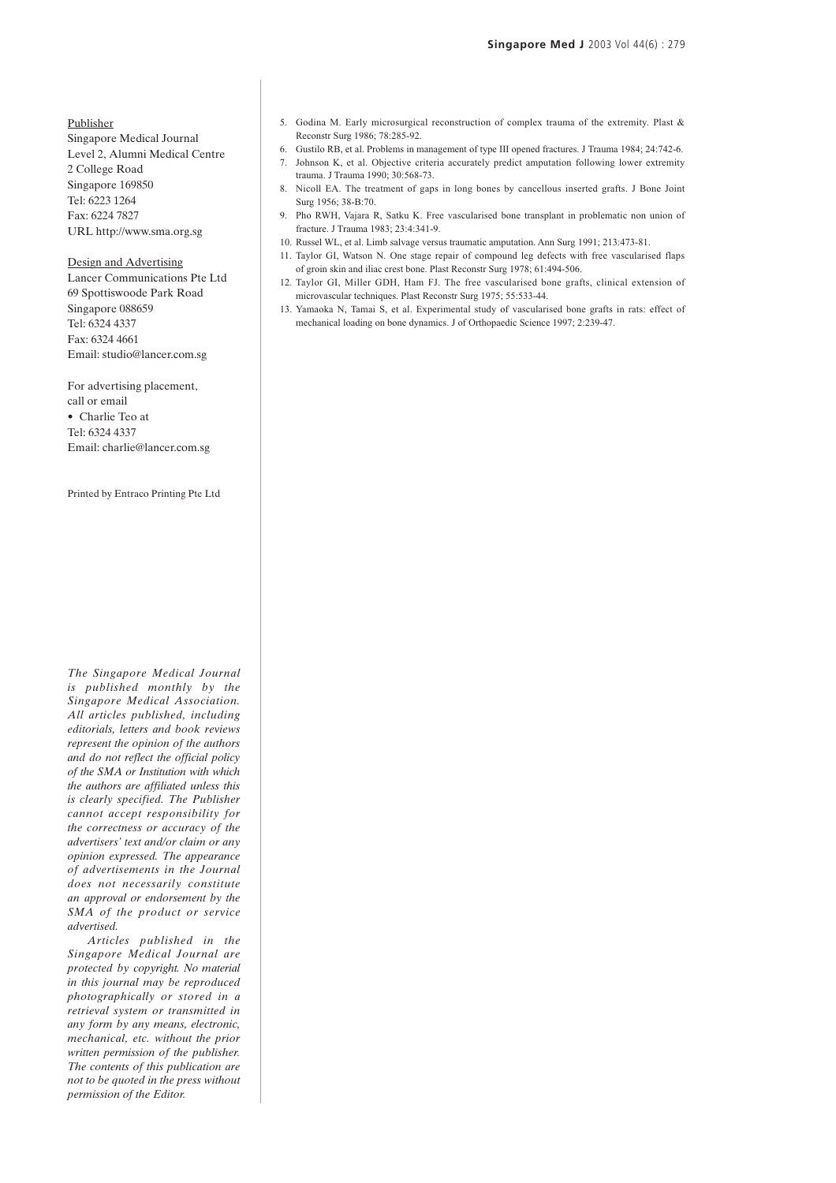5. Godina M. Early microsurgical reconstruction of complex trauma of the extremity. Plast & Reconstr Surg 1986; 78:285-92.
6. Gustilo RB, et al. Problems in management of type III opened fractures. J Trauma 1984; 24:742-6.
7. Johnson K, et al. Objective criteria accurately predict amputation following lower extremity trauma. J Trauma 1990; 30:568-73.
8. Nicoll EA. The treatment of gaps in long bones by cancellous inserted grafts. J Bone Joint Surg 1956; 38-B:70.
9. Pho RWH, Vajara R, Satku K. Free vascularised bone transplant in problematic non union of fracture. J Trauma 1983; 23:4:341-9.
10. Russel WL, et al. Limb salvage versus traumatic amputation. Ann Surg 1991; 213:473-81.
11. Taylor GI, Watson N. One stage repair of compound leg defects with free vascularised flaps of groin skin and iliac crest bone. Plast Reconstr Surg 1978; 61:494-506.
12. Taylor GI, Miller GDH, Ham FJ. The free vascularised bone grafts, clinical extension of microvascular techniques. Plast Reconstr Surg 1975; 55:533-44.
13. Yamaoka N, Tamai S, et al. Experimental study of vascularised bone grafts in rats: effect of mechanical loading on bone dynamics. J of Orthopaedic Science 1997; 2:239-47.

Publisher

Singapore Medical Journal
Level 2, Alumni Medical Centre
2 College Road
Singapore 169850
Tel: 6223 1264
Fax: 6224 7827
URL http://www.sma.org.sg

Design and Advertising

Lancer Communications Pte Ltd
69 Spottiswoode Park Road
Singapore 088659
Tel: 6324 4337
Fax: 6324 4661
Email: studio@lancer.com.sg

For advertising placement, call or email
- Charlie Teo at
Tel: 6324 4337
Email: charlie@lancer.com.sg

Printed by Entraco Printing Pte Ltd

*The Singapore Medical Journal is published monthly by the Singapore Medical Association. All articles published, including editorials, letters and book reviews represent the opinion of the authors and do not reflect the official policy of the SMA or Institution with which the authors are affiliated unless this is clearly specified. The Publisher cannot accept responsibility for the correctness or accuracy of the advertisers' text and/or claim or any opinion expressed. The appearance of advertisements in the Journal does not necessarily constitute an approval or endorsement by the SMA of the product or service advertised.*

*Articles published in the Singapore Medical Journal are protected by copyright. No material in this journal may be reproduced photographically or stored in a retrieval system or transmitted in any form by any means, electronic, mechanical, etc. without the prior written permission of the publisher. The contents of this publication are not to be quoted in the press without permission of the Editor.*